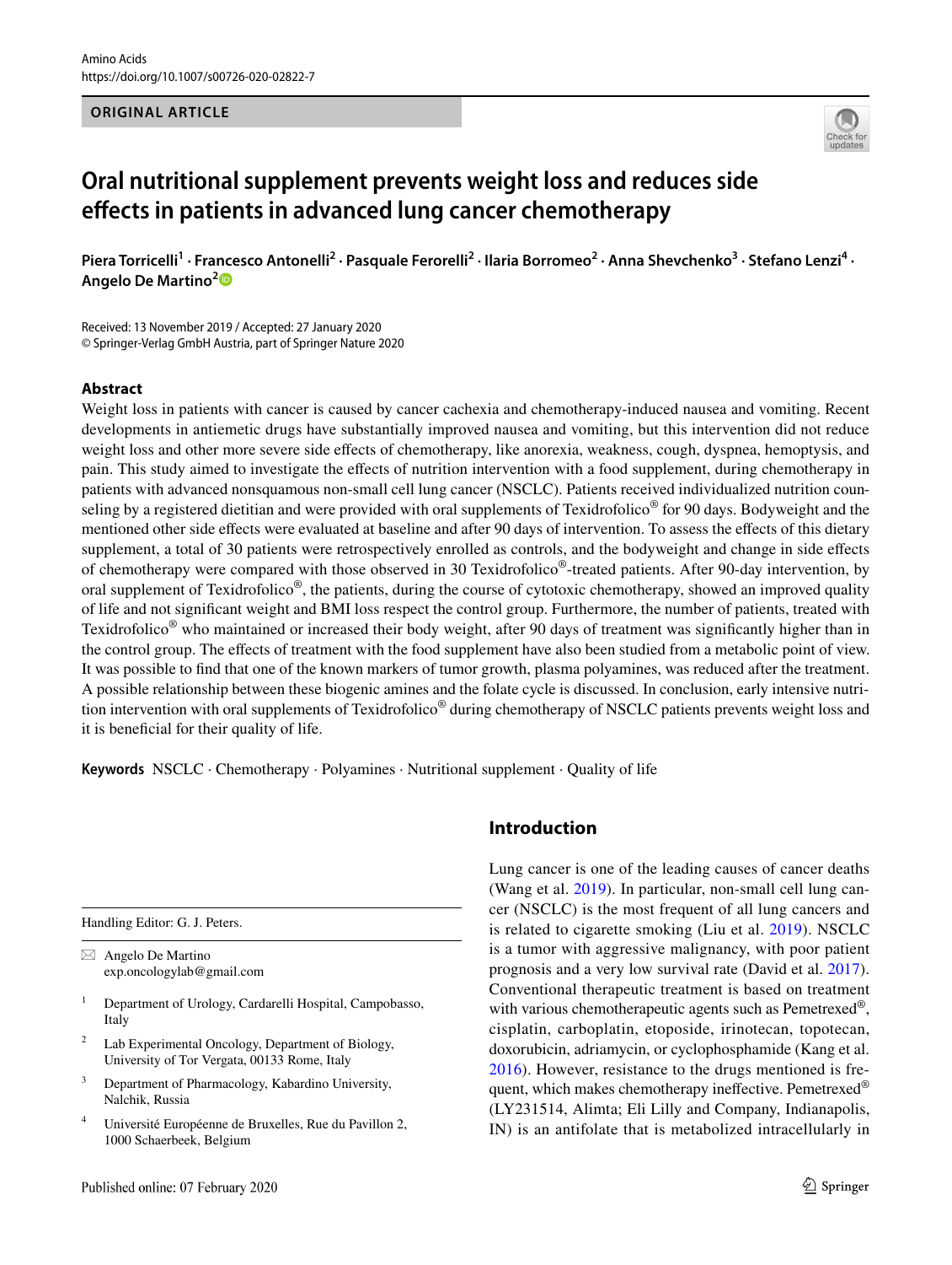ORIGINAL ARTICLE

# Oral nutritional supplement prevents weight loss and reduces side effects in patients in advanced lung cancer chemotherapy

**Piera Torricelli[1] · Francesco Antonelli[2] · Pasquale Ferorelli[2] · Ilaria Borromeo[2] · Anna Shevchenko[3] · Stefano Lenzi[4] · Angelo De Martino[2]**

Received: 13 November 2019 / Accepted: 27 January 2020
© Springer-Verlag GmbH Austria, part of Springer Nature 2020

## Abstract

Weight loss in patients with cancer is caused by cancer cachexia and chemotherapy-induced nausea and vomiting. Recent developments in antiemetic drugs have substantially improved nausea and vomiting, but this intervention did not reduce weight loss and other more severe side effects of chemotherapy, like anorexia, weakness, cough, dyspnea, hemoptysis, and pain. This study aimed to investigate the effects of nutrition intervention with a food supplement, during chemotherapy in patients with advanced nonsquamous non-small cell lung cancer (NSCLC). Patients received individualized nutrition counseling by a registered dietitian and were provided with oral supplements of Texidrofolico® for 90 days. Bodyweight and the mentioned other side effects were evaluated at baseline and after 90 days of intervention. To assess the effects of this dietary supplement, a total of 30 patients were retrospectively enrolled as controls, and the bodyweight and change in side effects of chemotherapy were compared with those observed in 30 Texidrofolico®-treated patients. After 90-day intervention, by oral supplement of Texidrofolico®, the patients, during the course of cytotoxic chemotherapy, showed an improved quality of life and not significant weight and BMI loss respect the control group. Furthermore, the number of patients, treated with Texidrofolico® who maintained or increased their body weight, after 90 days of treatment was significantly higher than in the control group. The effects of treatment with the food supplement have also been studied from a metabolic point of view. It was possible to find that one of the known markers of tumor growth, plasma polyamines, was reduced after the treatment. A possible relationship between these biogenic amines and the folate cycle is discussed. In conclusion, early intensive nutrition intervention with oral supplements of Texidrofolico® during chemotherapy of NSCLC patients prevents weight loss and it is beneficial for their quality of life.

**Keywords** NSCLC · Chemotherapy · Polyamines · Nutritional supplement · Quality of life

Handling Editor: G. J. Peters.

✉ Angelo De Martino
exp.oncologylab@gmail.com

[1] Department of Urology, Cardarelli Hospital, Campobasso, Italy

[2] Lab Experimental Oncology, Department of Biology, University of Tor Vergata, 00133 Rome, Italy

[3] Department of Pharmacology, Kabardino University, Nalchik, Russia

[4] Université Européenne de Bruxelles, Rue du Pavillon 2, 1000 Schaerbeek, Belgium

## Introduction

Lung cancer is one of the leading causes of cancer deaths (Wang et al. 2019). In particular, non-small cell lung cancer (NSCLC) is the most frequent of all lung cancers and is related to cigarette smoking (Liu et al. 2019). NSCLC is a tumor with aggressive malignancy, with poor patient prognosis and a very low survival rate (David et al. 2017). Conventional therapeutic treatment is based on treatment with various chemotherapeutic agents such as Pemetrexed®, cisplatin, carboplatin, etoposide, irinotecan, topotecan, doxorubicin, adriamycin, or cyclophosphamide (Kang et al. 2016). However, resistance to the drugs mentioned is frequent, which makes chemotherapy ineffective. Pemetrexed® (LY231514, Alimta; Eli Lilly and Company, Indianapolis, IN) is an antifolate that is metabolized intracellularly in

Published online: 07 February 2020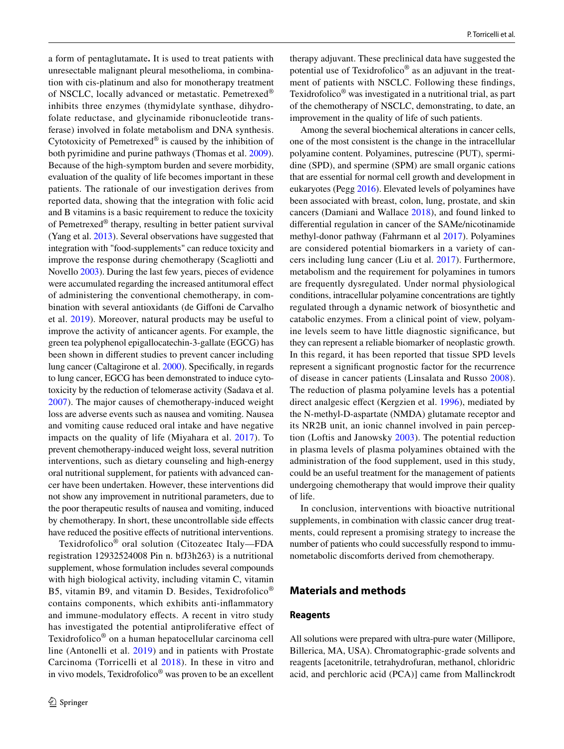a form of pentaglutamate**.** It is used to treat patients with unresectable malignant pleural mesothelioma, in combination with cis-platinum and also for monotherapy treatment of NSCLC, locally advanced or metastatic. Pemetrexed® inhibits three enzymes (thymidylate synthase, dihydrofolate reductase, and glycinamide ribonucleotide transferase) involved in folate metabolism and DNA synthesis. Cytotoxicity of Pemetrexed® is caused by the inhibition of both pyrimidine and purine pathways (Thomas et al. 2009). Because of the high-symptom burden and severe morbidity, evaluation of the quality of life becomes important in these patients. The rationale of our investigation derives from reported data, showing that the integration with folic acid and B vitamins is a basic requirement to reduce the toxicity of Pemetrexed® therapy, resulting in better patient survival (Yang et al. 2013). Several observations have suggested that integration with "food-supplements" can reduce toxicity and improve the response during chemotherapy (Scagliotti and Novello 2003). During the last few years, pieces of evidence were accumulated regarding the increased antitumoral effect of administering the conventional chemotherapy, in combination with several antioxidants (de Giffoni de Carvalho et al. 2019). Moreover, natural products may be useful to improve the activity of anticancer agents. For example, the green tea polyphenol epigallocatechin-3-gallate (EGCG) has been shown in different studies to prevent cancer including lung cancer (Caltagirone et al. 2000). Specifically, in regards to lung cancer, EGCG has been demonstrated to induce cytotoxicity by the reduction of telomerase activity (Sadava et al. 2007). The major causes of chemotherapy-induced weight loss are adverse events such as nausea and vomiting. Nausea and vomiting cause reduced oral intake and have negative impacts on the quality of life (Miyahara et al. 2017). To prevent chemotherapy-induced weight loss, several nutrition interventions, such as dietary counseling and high-energy oral nutritional supplement, for patients with advanced cancer have been undertaken. However, these interventions did not show any improvement in nutritional parameters, due to the poor therapeutic results of nausea and vomiting, induced by chemotherapy. In short, these uncontrollable side effects have reduced the positive effects of nutritional interventions.

Texidrofolico® oral solution (Citozeatec Italy—FDA registration 12932524008 Pin n. bfJ3h263) is a nutritional supplement, whose formulation includes several compounds with high biological activity, including vitamin C, vitamin B5, vitamin B9, and vitamin D. Besides, Texidrofolico® contains components, which exhibits anti-inflammatory and immune-modulatory effects. A recent in vitro study has investigated the potential antiproliferative effect of Texidrofolico® on a human hepatocellular carcinoma cell line (Antonelli et al. 2019) and in patients with Prostate Carcinoma (Torricelli et al 2018). In these in vitro and in vivo models, Texidrofolico® was proven to be an excellent therapy adjuvant. These preclinical data have suggested the potential use of Texidrofolico® as an adjuvant in the treatment of patients with NSCLC. Following these findings, Texidrofolico® was investigated in a nutritional trial, as part of the chemotherapy of NSCLC, demonstrating, to date, an improvement in the quality of life of such patients.

Among the several biochemical alterations in cancer cells, one of the most consistent is the change in the intracellular polyamine content. Polyamines, putrescine (PUT), spermidine (SPD), and spermine (SPM) are small organic cations that are essential for normal cell growth and development in eukaryotes (Pegg 2016). Elevated levels of polyamines have been associated with breast, colon, lung, prostate, and skin cancers (Damiani and Wallace 2018), and found linked to differential regulation in cancer of the SAMe/nicotinamide methyl-donor pathway (Fahrmann et al 2017). Polyamines are considered potential biomarkers in a variety of cancers including lung cancer (Liu et al. 2017). Furthermore, metabolism and the requirement for polyamines in tumors are frequently dysregulated. Under normal physiological conditions, intracellular polyamine concentrations are tightly regulated through a dynamic network of biosynthetic and catabolic enzymes. From a clinical point of view, polyamine levels seem to have little diagnostic significance, but they can represent a reliable biomarker of neoplastic growth. In this regard, it has been reported that tissue SPD levels represent a significant prognostic factor for the recurrence of disease in cancer patients (Linsalata and Russo 2008). The reduction of plasma polyamine levels has a potential direct analgesic effect (Kergzien et al. 1996), mediated by the N-methyl-D-aspartate (NMDA) glutamate receptor and its NR2B unit, an ionic channel involved in pain perception (Loftis and Janowsky 2003). The potential reduction in plasma levels of plasma polyamines obtained with the administration of the food supplement, used in this study, could be an useful treatment for the management of patients undergoing chemotherapy that would improve their quality of life.

In conclusion, interventions with bioactive nutritional supplements, in combination with classic cancer drug treatments, could represent a promising strategy to increase the number of patients who could successfully respond to immunometabolic discomforts derived from chemotherapy.

## Materials and methods

### Reagents

All solutions were prepared with ultra-pure water (Millipore, Billerica, MA, USA). Chromatographic-grade solvents and reagents [acetonitrile, tetrahydrofuran, methanol, chloridric acid, and perchloric acid (PCA)] came from Mallinckrodt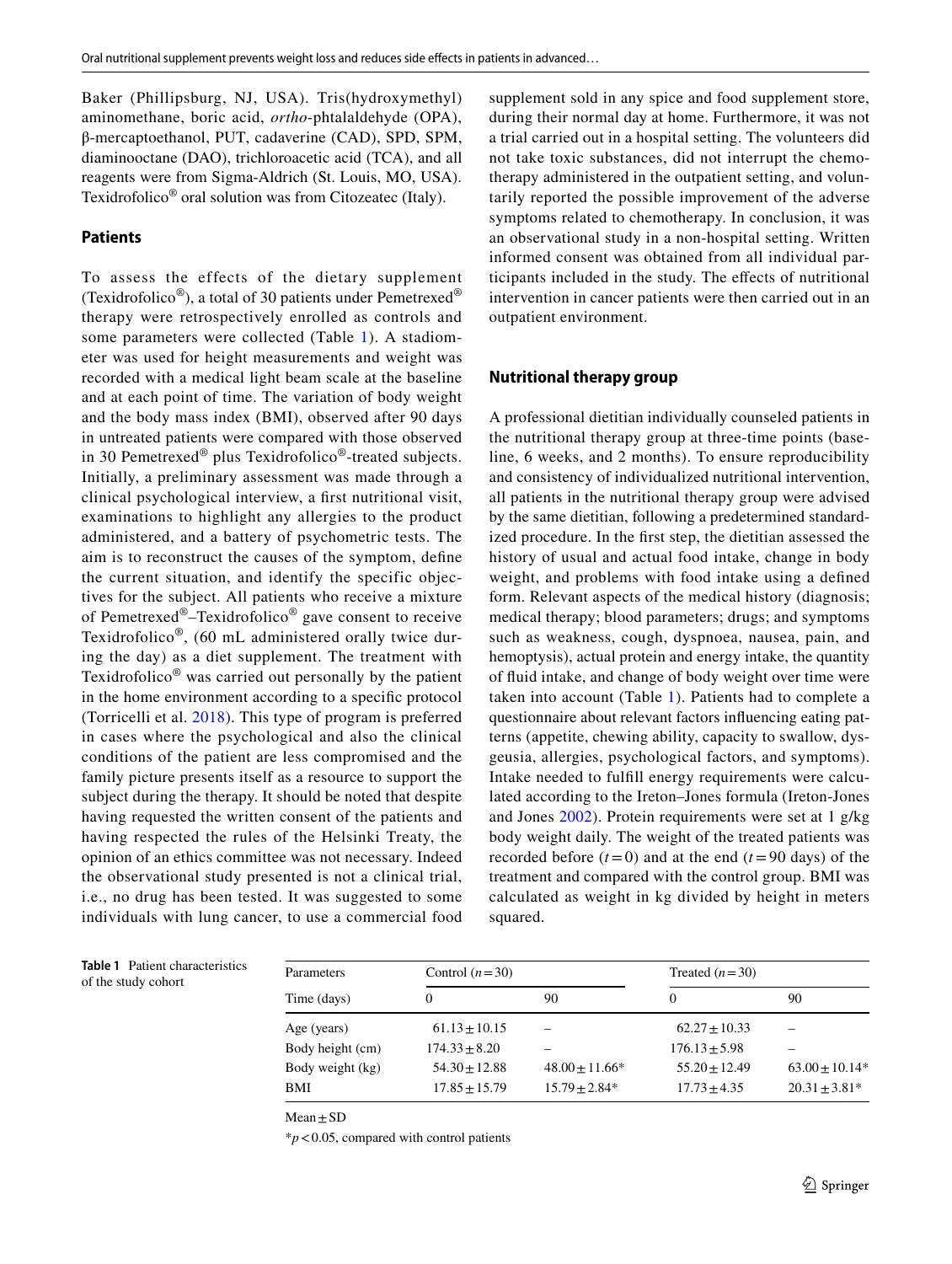Baker (Phillipsburg, NJ, USA). Tris(hydroxymethyl) aminomethane, boric acid, *ortho*-phtalaldehyde (OPA), β-mercaptoethanol, PUT, cadaverine (CAD), SPD, SPM, diaminooctane (DAO), trichloroacetic acid (TCA), and all reagents were from Sigma-Aldrich (St. Louis, MO, USA). Texidrofolico® oral solution was from Citozeatec (Italy).

## Patients

To assess the effects of the dietary supplement (Texidrofolico®), a total of 30 patients under Pemetrexed® therapy were retrospectively enrolled as controls and some parameters were collected (Table 1). A stadiometer was used for height measurements and weight was recorded with a medical light beam scale at the baseline and at each point of time. The variation of body weight and the body mass index (BMI), observed after 90 days in untreated patients were compared with those observed in 30 Pemetrexed® plus Texidrofolico®-treated subjects. Initially, a preliminary assessment was made through a clinical psychological interview, a first nutritional visit, examinations to highlight any allergies to the product administered, and a battery of psychometric tests. The aim is to reconstruct the causes of the symptom, define the current situation, and identify the specific objectives for the subject. All patients who receive a mixture of Pemetrexed®–Texidrofolico® gave consent to receive Texidrofolico®, (60 mL administered orally twice during the day) as a diet supplement. The treatment with Texidrofolico® was carried out personally by the patient in the home environment according to a specific protocol (Torricelli et al. 2018). This type of program is preferred in cases where the psychological and also the clinical conditions of the patient are less compromised and the family picture presents itself as a resource to support the subject during the therapy. It should be noted that despite having requested the written consent of the patients and having respected the rules of the Helsinki Treaty, the opinion of an ethics committee was not necessary. Indeed the observational study presented is not a clinical trial, i.e., no drug has been tested. It was suggested to some individuals with lung cancer, to use a commercial food supplement sold in any spice and food supplement store, during their normal day at home. Furthermore, it was not a trial carried out in a hospital setting. The volunteers did not take toxic substances, did not interrupt the chemotherapy administered in the outpatient setting, and voluntarily reported the possible improvement of the adverse symptoms related to chemotherapy. In conclusion, it was an observational study in a non-hospital setting. Written informed consent was obtained from all individual participants included in the study. The effects of nutritional intervention in cancer patients were then carried out in an outpatient environment.

## Nutritional therapy group

A professional dietitian individually counseled patients in the nutritional therapy group at three-time points (baseline, 6 weeks, and 2 months). To ensure reproducibility and consistency of individualized nutritional intervention, all patients in the nutritional therapy group were advised by the same dietitian, following a predetermined standardized procedure. In the first step, the dietitian assessed the history of usual and actual food intake, change in body weight, and problems with food intake using a defined form. Relevant aspects of the medical history (diagnosis; medical therapy; blood parameters; drugs; and symptoms such as weakness, cough, dyspnoea, nausea, pain, and hemoptysis), actual protein and energy intake, the quantity of fluid intake, and change of body weight over time were taken into account (Table 1). Patients had to complete a questionnaire about relevant factors influencing eating patterns (appetite, chewing ability, capacity to swallow, dysgeusia, allergies, psychological factors, and symptoms). Intake needed to fulfill energy requirements were calculated according to the Ireton–Jones formula (Ireton-Jones and Jones 2002). Protein requirements were set at 1 g/kg body weight daily. The weight of the treated patients was recorded before ($t = 0$) and at the end ($t = 90$ days) of the treatment and compared with the control group. BMI was calculated as weight in kg divided by height in meters squared.

**Table 1** Patient characteristics of the study cohort

| Parameters | Control ($n = 30$) | | Treated ($n = 30$) | |
|---|---|---|---|---|
| Time (days) | 0 | 90 | 0 | 90 |
| Age (years) | 61.13 ± 10.15 | – | 62.27 ± 10.33 | – |
| Body height (cm) | 174.33 ± 8.20 | – | 176.13 ± 5.98 | – |
| Body weight (kg) | 54.30 ± 12.88 | 48.00 ± 11.66* | 55.20 ± 12.49 | 63.00 ± 10.14* |
| BMI | 17.85 ± 15.79 | 15.79 ± 2.84* | 17.73 ± 4.35 | 20.31 ± 3.81* |

Mean ± SD

*$p < 0.05$, compared with control patients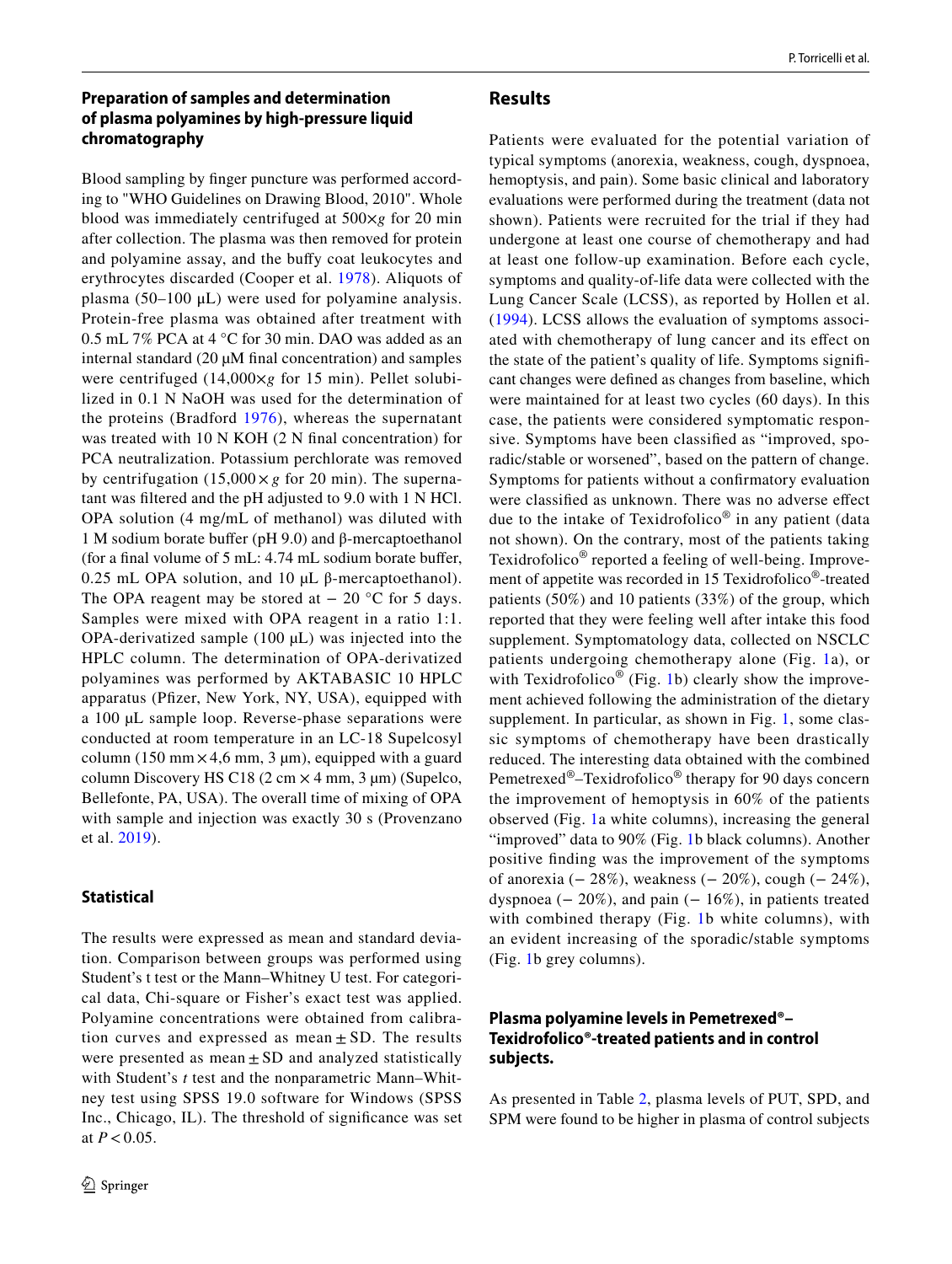### Preparation of samples and determination of plasma polyamines by high-pressure liquid chromatography

Blood sampling by finger puncture was performed according to "WHO Guidelines on Drawing Blood, 2010". Whole blood was immediately centrifuged at 500×*g* for 20 min after collection. The plasma was then removed for protein and polyamine assay, and the buffy coat leukocytes and erythrocytes discarded (Cooper et al. 1978). Aliquots of plasma (50–100 µL) were used for polyamine analysis. Protein-free plasma was obtained after treatment with 0.5 mL 7% PCA at 4 °C for 30 min. DAO was added as an internal standard (20 µM final concentration) and samples were centrifuged (14,000×*g* for 15 min). Pellet solubilized in 0.1 N NaOH was used for the determination of the proteins (Bradford 1976), whereas the supernatant was treated with 10 N KOH (2 N final concentration) for PCA neutralization. Potassium perchlorate was removed by centrifugation (15,000 × *g* for 20 min). The supernatant was filtered and the pH adjusted to 9.0 with 1 N HCl. OPA solution (4 mg/mL of methanol) was diluted with 1 M sodium borate buffer (pH 9.0) and β-mercaptoethanol (for a final volume of 5 mL: 4.74 mL sodium borate buffer, 0.25 mL OPA solution, and 10 µL β-mercaptoethanol). The OPA reagent may be stored at − 20 °C for 5 days. Samples were mixed with OPA reagent in a ratio 1:1. OPA-derivatized sample (100 µL) was injected into the HPLC column. The determination of OPA-derivatized polyamines was performed by AKTABASIC 10 HPLC apparatus (Pfizer, New York, NY, USA), equipped with a 100 µL sample loop. Reverse-phase separations were conducted at room temperature in an LC-18 Supelcosyl column (150 mm × 4,6 mm, 3 µm), equipped with a guard column Discovery HS C18 (2 cm × 4 mm, 3 µm) (Supelco, Bellefonte, PA, USA). The overall time of mixing of OPA with sample and injection was exactly 30 s (Provenzano et al. 2019).

### Statistical

The results were expressed as mean and standard deviation. Comparison between groups was performed using Student's t test or the Mann–Whitney U test. For categorical data, Chi-square or Fisher's exact test was applied. Polyamine concentrations were obtained from calibration curves and expressed as mean ± SD. The results were presented as mean ± SD and analyzed statistically with Student's *t* test and the nonparametric Mann–Whitney test using SPSS 19.0 software for Windows (SPSS Inc., Chicago, IL). The threshold of significance was set at $P < 0.05$.

## Results

Patients were evaluated for the potential variation of typical symptoms (anorexia, weakness, cough, dyspnoea, hemoptysis, and pain). Some basic clinical and laboratory evaluations were performed during the treatment (data not shown). Patients were recruited for the trial if they had undergone at least one course of chemotherapy and had at least one follow-up examination. Before each cycle, symptoms and quality-of-life data were collected with the Lung Cancer Scale (LCSS), as reported by Hollen et al. (1994). LCSS allows the evaluation of symptoms associated with chemotherapy of lung cancer and its effect on the state of the patient's quality of life. Symptoms significant changes were defined as changes from baseline, which were maintained for at least two cycles (60 days). In this case, the patients were considered symptomatic responsive. Symptoms have been classified as "improved, sporadic/stable or worsened", based on the pattern of change. Symptoms for patients without a confirmatory evaluation were classified as unknown. There was no adverse effect due to the intake of Texidrofolico® in any patient (data not shown). On the contrary, most of the patients taking Texidrofolico® reported a feeling of well-being. Improvement of appetite was recorded in 15 Texidrofolico®-treated patients (50%) and 10 patients (33%) of the group, which reported that they were feeling well after intake this food supplement. Symptomatology data, collected on NSCLC patients undergoing chemotherapy alone (Fig. 1a), or with Texidrofolico® (Fig. 1b) clearly show the improvement achieved following the administration of the dietary supplement. In particular, as shown in Fig. 1, some classic symptoms of chemotherapy have been drastically reduced. The interesting data obtained with the combined Pemetrexed®–Texidrofolico® therapy for 90 days concern the improvement of hemoptysis in 60% of the patients observed (Fig. 1a white columns), increasing the general "improved" data to 90% (Fig. 1b black columns). Another positive finding was the improvement of the symptoms of anorexia (− 28%), weakness (− 20%), cough (− 24%), dyspnoea (− 20%), and pain (− 16%), in patients treated with combined therapy (Fig. 1b white columns), with an evident increasing of the sporadic/stable symptoms (Fig. 1b grey columns).

### Plasma polyamine levels in Pemetrexed®–Texidrofolico®-treated patients and in control subjects.

As presented in Table 2, plasma levels of PUT, SPD, and SPM were found to be higher in plasma of control subjects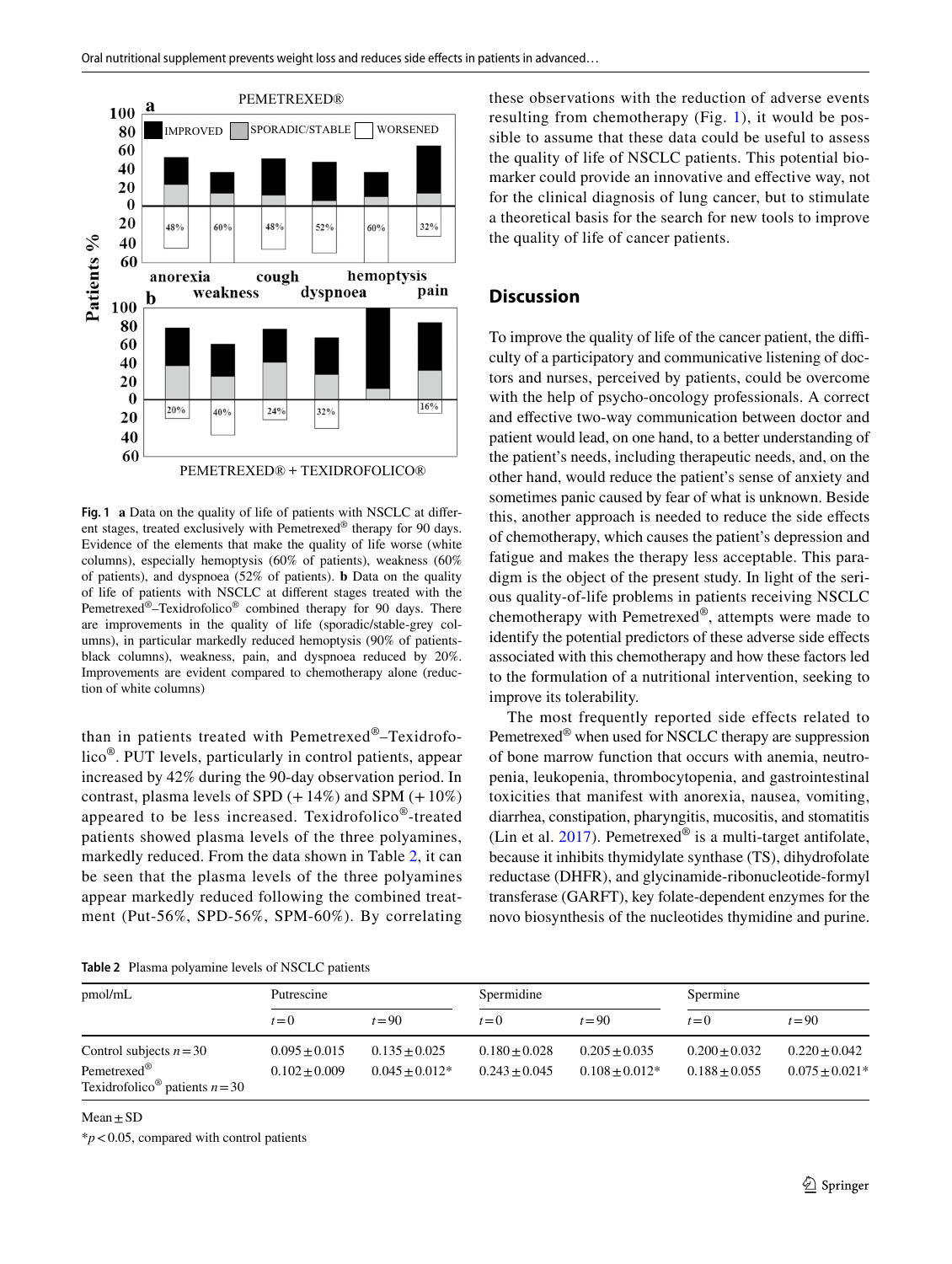**Fig. 1** **a** Data on the quality of life of patients with NSCLC at different stages, treated exclusively with Pemetrexed® therapy for 90 days. Evidence of the elements that make the quality of life worse (white columns), especially hemoptysis (60% of patients), weakness (60% of patients), and dyspnoea (52% of patients). **b** Data on the quality of life of patients with NSCLC at different stages treated with the Pemetrexed®–Texidrofolico® combined therapy for 90 days. There are improvements in the quality of life (sporadic/stable-grey columns), in particular markedly reduced hemoptysis (90% of patients-black columns), weakness, pain, and dyspnoea reduced by 20%. Improvements are evident compared to chemotherapy alone (reduction of white columns)

than in patients treated with Pemetrexed®–Texidrofolico®. PUT levels, particularly in control patients, appear increased by 42% during the 90-day observation period. In contrast, plasma levels of SPD (+ 14%) and SPM (+ 10%) appeared to be less increased. Texidrofolico®-treated patients showed plasma levels of the three polyamines, markedly reduced. From the data shown in Table 2, it can be seen that the plasma levels of the three polyamines appear markedly reduced following the combined treatment (Put-56%, SPD-56%, SPM-60%). By correlating these observations with the reduction of adverse events resulting from chemotherapy (Fig. 1), it would be possible to assume that these data could be useful to assess the quality of life of NSCLC patients. This potential biomarker could provide an innovative and effective way, not for the clinical diagnosis of lung cancer, but to stimulate a theoretical basis for the search for new tools to improve the quality of life of cancer patients.

**Table 2** Plasma polyamine levels of NSCLC patients

| pmol/mL | Putrescine | | Spermidine | | Spermine | |
|---|---|---|---|---|---|---|
| | $t = 0$ | $t = 90$ | $t = 0$ | $t = 90$ | $t = 0$ | $t = 90$ |
| Control subjects $n = 30$ | 0.095 ± 0.015 | 0.135 ± 0.025 | 0.180 ± 0.028 | 0.205 ± 0.035 | 0.200 ± 0.032 | 0.220 ± 0.042 |
| Pemetrexed® Texidrofolico® patients $n = 30$ | 0.102 ± 0.009 | 0.045 ± 0.012* | 0.243 ± 0.045 | 0.108 ± 0.012* | 0.188 ± 0.055 | 0.075 ± 0.021* |

Mean ± SD

*$p < 0.05$, compared with control patients

## Discussion

To improve the quality of life of the cancer patient, the difficulty of a participatory and communicative listening of doctors and nurses, perceived by patients, could be overcome with the help of psycho-oncology professionals. A correct and effective two-way communication between doctor and patient would lead, on one hand, to a better understanding of the patient's needs, including therapeutic needs, and, on the other hand, would reduce the patient's sense of anxiety and sometimes panic caused by fear of what is unknown. Beside this, another approach is needed to reduce the side effects of chemotherapy, which causes the patient's depression and fatigue and makes the therapy less acceptable. This paradigm is the object of the present study. In light of the serious quality-of-life problems in patients receiving NSCLC chemotherapy with Pemetrexed®, attempts were made to identify the potential predictors of these adverse side effects associated with this chemotherapy and how these factors led to the formulation of a nutritional intervention, seeking to improve its tolerability.

The most frequently reported side effects related to Pemetrexed® when used for NSCLC therapy are suppression of bone marrow function that occurs with anemia, neutropenia, leukopenia, thrombocytopenia, and gastrointestinal toxicities that manifest with anorexia, nausea, vomiting, diarrhea, constipation, pharyngitis, mucositis, and stomatitis (Lin et al. 2017). Pemetrexed® is a multi-target antifolate, because it inhibits thymidylate synthase (TS), dihydrofolate reductase (DHFR), and glycinamide-ribonucleotide-formyl transferase (GARFT), key folate-dependent enzymes for the novo biosynthesis of the nucleotides thymidine and purine.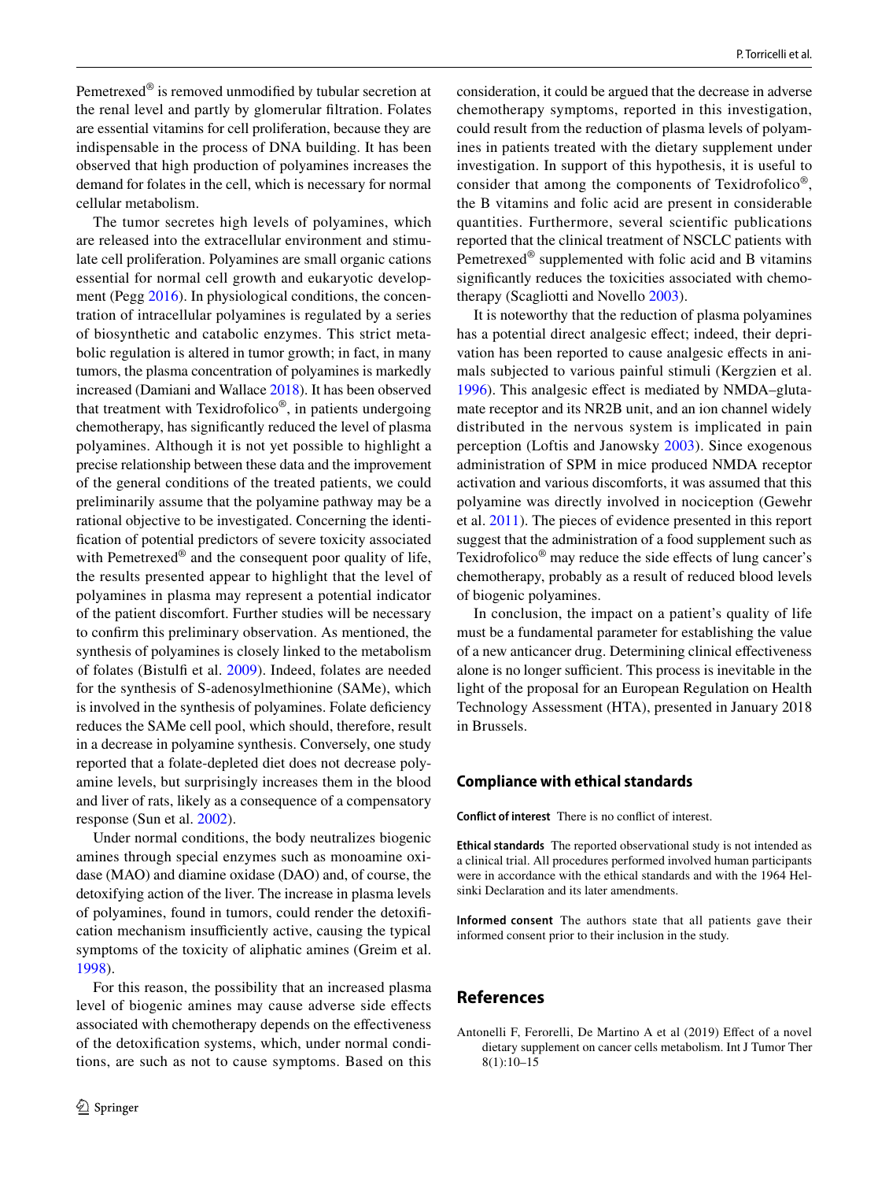Pemetrexed® is removed unmodified by tubular secretion at the renal level and partly by glomerular filtration. Folates are essential vitamins for cell proliferation, because they are indispensable in the process of DNA building. It has been observed that high production of polyamines increases the demand for folates in the cell, which is necessary for normal cellular metabolism.

The tumor secretes high levels of polyamines, which are released into the extracellular environment and stimulate cell proliferation. Polyamines are small organic cations essential for normal cell growth and eukaryotic development (Pegg 2016). In physiological conditions, the concentration of intracellular polyamines is regulated by a series of biosynthetic and catabolic enzymes. This strict metabolic regulation is altered in tumor growth; in fact, in many tumors, the plasma concentration of polyamines is markedly increased (Damiani and Wallace 2018). It has been observed that treatment with Texidrofolico®, in patients undergoing chemotherapy, has significantly reduced the level of plasma polyamines. Although it is not yet possible to highlight a precise relationship between these data and the improvement of the general conditions of the treated patients, we could preliminarily assume that the polyamine pathway may be a rational objective to be investigated. Concerning the identification of potential predictors of severe toxicity associated with Pemetrexed® and the consequent poor quality of life, the results presented appear to highlight that the level of polyamines in plasma may represent a potential indicator of the patient discomfort. Further studies will be necessary to confirm this preliminary observation. As mentioned, the synthesis of polyamines is closely linked to the metabolism of folates (Bistulfi et al. 2009). Indeed, folates are needed for the synthesis of S-adenosylmethionine (SAMe), which is involved in the synthesis of polyamines. Folate deficiency reduces the SAMe cell pool, which should, therefore, result in a decrease in polyamine synthesis. Conversely, one study reported that a folate-depleted diet does not decrease polyamine levels, but surprisingly increases them in the blood and liver of rats, likely as a consequence of a compensatory response (Sun et al. 2002).

Under normal conditions, the body neutralizes biogenic amines through special enzymes such as monoamine oxidase (MAO) and diamine oxidase (DAO) and, of course, the detoxifying action of the liver. The increase in plasma levels of polyamines, found in tumors, could render the detoxification mechanism insufficiently active, causing the typical symptoms of the toxicity of aliphatic amines (Greim et al. 1998).

For this reason, the possibility that an increased plasma level of biogenic amines may cause adverse side effects associated with chemotherapy depends on the effectiveness of the detoxification systems, which, under normal conditions, are such as not to cause symptoms. Based on this consideration, it could be argued that the decrease in adverse chemotherapy symptoms, reported in this investigation, could result from the reduction of plasma levels of polyamines in patients treated with the dietary supplement under investigation. In support of this hypothesis, it is useful to consider that among the components of Texidrofolico®, the B vitamins and folic acid are present in considerable quantities. Furthermore, several scientific publications reported that the clinical treatment of NSCLC patients with Pemetrexed® supplemented with folic acid and B vitamins significantly reduces the toxicities associated with chemotherapy (Scagliotti and Novello 2003).

It is noteworthy that the reduction of plasma polyamines has a potential direct analgesic effect; indeed, their deprivation has been reported to cause analgesic effects in animals subjected to various painful stimuli (Kergzien et al. 1996). This analgesic effect is mediated by NMDA–glutamate receptor and its NR2B unit, and an ion channel widely distributed in the nervous system is implicated in pain perception (Loftis and Janowsky 2003). Since exogenous administration of SPM in mice produced NMDA receptor activation and various discomforts, it was assumed that this polyamine was directly involved in nociception (Gewehr et al. 2011). The pieces of evidence presented in this report suggest that the administration of a food supplement such as Texidrofolico® may reduce the side effects of lung cancer's chemotherapy, probably as a result of reduced blood levels of biogenic polyamines.

In conclusion, the impact on a patient's quality of life must be a fundamental parameter for establishing the value of a new anticancer drug. Determining clinical effectiveness alone is no longer sufficient. This process is inevitable in the light of the proposal for an European Regulation on Health Technology Assessment (HTA), presented in January 2018 in Brussels.

## Compliance with ethical standards

**Conflict of interest** There is no conflict of interest.

**Ethical standards** The reported observational study is not intended as a clinical trial. All procedures performed involved human participants were in accordance with the ethical standards and with the 1964 Helsinki Declaration and its later amendments.

**Informed consent** The authors state that all patients gave their informed consent prior to their inclusion in the study.

## References

Antonelli F, Ferorelli, De Martino A et al (2019) Effect of a novel dietary supplement on cancer cells metabolism. Int J Tumor Ther 8(1):10–15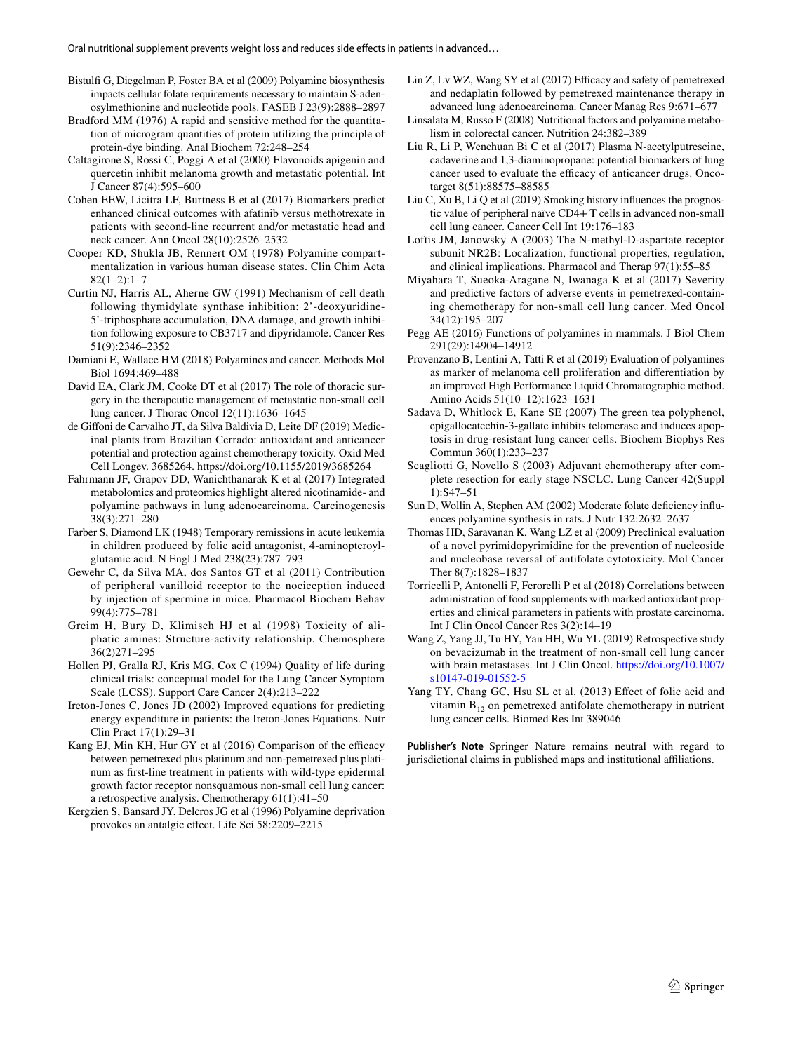Bistulfi G, Diegelman P, Foster BA et al (2009) Polyamine biosynthesis impacts cellular folate requirements necessary to maintain S-adenosylmethionine and nucleotide pools. FASEB J 23(9):2888–2897

Bradford MM (1976) A rapid and sensitive method for the quantitation of microgram quantities of protein utilizing the principle of protein-dye binding. Anal Biochem 72:248–254

Caltagirone S, Rossi C, Poggi A et al (2000) Flavonoids apigenin and quercetin inhibit melanoma growth and metastatic potential. Int J Cancer 87(4):595–600

Cohen EEW, Licitra LF, Burtness B et al (2017) Biomarkers predict enhanced clinical outcomes with afatinib versus methotrexate in patients with second-line recurrent and/or metastatic head and neck cancer. Ann Oncol 28(10):2526–2532

Cooper KD, Shukla JB, Rennert OM (1978) Polyamine compartmentalization in various human disease states. Clin Chim Acta 82(1–2):1–7

Curtin NJ, Harris AL, Aherne GW (1991) Mechanism of cell death following thymidylate synthase inhibition: 2'-deoxyuridine-5'-triphosphate accumulation, DNA damage, and growth inhibition following exposure to CB3717 and dipyridamole. Cancer Res 51(9):2346–2352

Damiani E, Wallace HM (2018) Polyamines and cancer. Methods Mol Biol 1694:469–488

David EA, Clark JM, Cooke DT et al (2017) The role of thoracic surgery in the therapeutic management of metastatic non-small cell lung cancer. J Thorac Oncol 12(11):1636–1645

de Giffoni de Carvalho JT, da Silva Baldivia D, Leite DF (2019) Medicinal plants from Brazilian Cerrado: antioxidant and anticancer potential and protection against chemotherapy toxicity. Oxid Med Cell Longev. 3685264. https://doi.org/10.1155/2019/3685264

Fahrmann JF, Grapov DD, Wanichthanarak K et al (2017) Integrated metabolomics and proteomics highlight altered nicotinamide- and polyamine pathways in lung adenocarcinoma. Carcinogenesis 38(3):271–280

Farber S, Diamond LK (1948) Temporary remissions in acute leukemia in children produced by folic acid antagonist, 4-aminopteroyl-glutamic acid. N Engl J Med 238(23):787–793

Gewehr C, da Silva MA, dos Santos GT et al (2011) Contribution of peripheral vanilloid receptor to the nociception induced by injection of spermine in mice. Pharmacol Biochem Behav 99(4):775–781

Greim H, Bury D, Klimisch HJ et al (1998) Toxicity of aliphatic amines: Structure-activity relationship. Chemosphere 36(2)271–295

Hollen PJ, Gralla RJ, Kris MG, Cox C (1994) Quality of life during clinical trials: conceptual model for the Lung Cancer Symptom Scale (LCSS). Support Care Cancer 2(4):213–222

Ireton-Jones C, Jones JD (2002) Improved equations for predicting energy expenditure in patients: the Ireton-Jones Equations. Nutr Clin Pract 17(1):29–31

Kang EJ, Min KH, Hur GY et al (2016) Comparison of the efficacy between pemetrexed plus platinum and non-pemetrexed plus platinum as first-line treatment in patients with wild-type epidermal growth factor receptor nonsquamous non-small cell lung cancer: a retrospective analysis. Chemotherapy 61(1):41–50

Kergzien S, Bansard JY, Delcros JG et al (1996) Polyamine deprivation provokes an antalgic effect. Life Sci 58:2209–2215

Lin Z, Lv WZ, Wang SY et al (2017) Efficacy and safety of pemetrexed and nedaplatin followed by pemetrexed maintenance therapy in advanced lung adenocarcinoma. Cancer Manag Res 9:671–677

Linsalata M, Russo F (2008) Nutritional factors and polyamine metabolism in colorectal cancer. Nutrition 24:382–389

Liu R, Li P, Wenchuan Bi C et al (2017) Plasma N-acetylputrescine, cadaverine and 1,3-diaminopropane: potential biomarkers of lung cancer used to evaluate the efficacy of anticancer drugs. Oncotarget 8(51):88575–88585

Liu C, Xu B, Li Q et al (2019) Smoking history influences the prognostic value of peripheral naïve CD4+ T cells in advanced non-small cell lung cancer. Cancer Cell Int 19:176–183

Loftis JM, Janowsky A (2003) The N-methyl-D-aspartate receptor subunit NR2B: Localization, functional properties, regulation, and clinical implications. Pharmacol and Therap 97(1):55–85

Miyahara T, Sueoka-Aragane N, Iwanaga K et al (2017) Severity and predictive factors of adverse events in pemetrexed-containing chemotherapy for non-small cell lung cancer. Med Oncol 34(12):195–207

Pegg AE (2016) Functions of polyamines in mammals. J Biol Chem 291(29):14904–14912

Provenzano B, Lentini A, Tatti R et al (2019) Evaluation of polyamines as marker of melanoma cell proliferation and differentiation by an improved High Performance Liquid Chromatographic method. Amino Acids 51(10–12):1623–1631

Sadava D, Whitlock E, Kane SE (2007) The green tea polyphenol, epigallocatechin-3-gallate inhibits telomerase and induces apoptosis in drug-resistant lung cancer cells. Biochem Biophys Res Commun 360(1):233–237

Scagliotti G, Novello S (2003) Adjuvant chemotherapy after complete resection for early stage NSCLC. Lung Cancer 42(Suppl 1):S47–51

Sun D, Wollin A, Stephen AM (2002) Moderate folate deficiency influences polyamine synthesis in rats. J Nutr 132:2632–2637

Thomas HD, Saravanan K, Wang LZ et al (2009) Preclinical evaluation of a novel pyrimidopyrimidine for the prevention of nucleoside and nucleobase reversal of antifolate cytotoxicity. Mol Cancer Ther 8(7):1828–1837

Torricelli P, Antonelli F, Ferorelli P et al (2018) Correlations between administration of food supplements with marked antioxidant properties and clinical parameters in patients with prostate carcinoma. Int J Clin Oncol Cancer Res 3(2):14–19

Wang Z, Yang JJ, Tu HY, Yan HH, Wu YL (2019) Retrospective study on bevacizumab in the treatment of non-small cell lung cancer with brain metastases. Int J Clin Oncol. https://doi.org/10.1007/s10147-019-01552-5

Yang TY, Chang GC, Hsu SL et al. (2013) Effect of folic acid and vitamin $B_{12}$ on pemetrexed antifolate chemotherapy in nutrient lung cancer cells. Biomed Res Int 389046

**Publisher's Note** Springer Nature remains neutral with regard to jurisdictional claims in published maps and institutional affiliations.